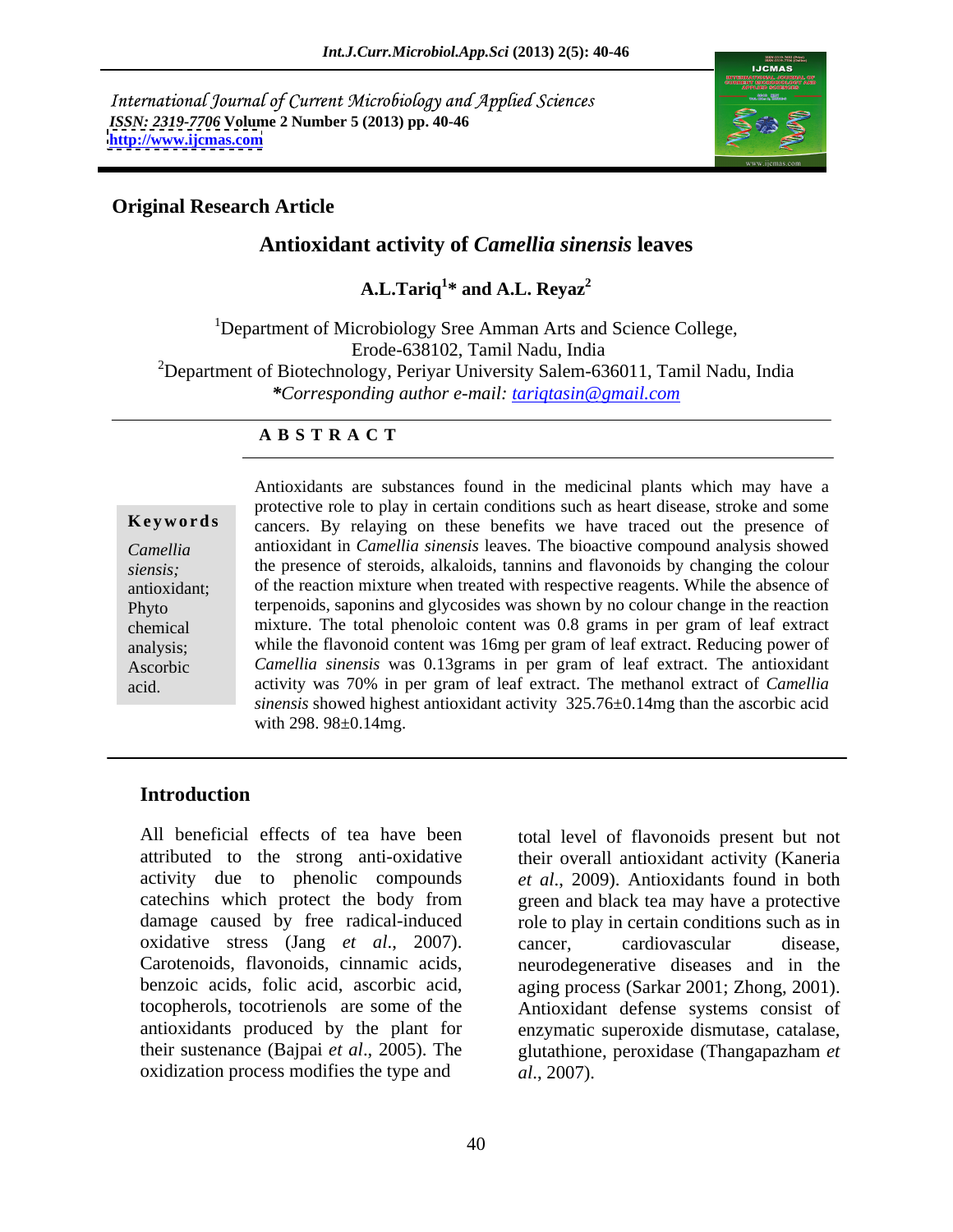International Journal of Current Microbiology and Applied Sciences
*ISSN: 2319-7706* **Volume 2 Number 5 (2013) pp. 40-46**
**http://www.ijcmas.com**

**Original Research Article**

# Antioxidant activity of *Camellia sinensis* leaves

**A.L.Tariq[1]* and A.L. Reyaz[2]**

[1]Department of Microbiology Sree Amman Arts and Science College, Erode-638102, Tamil Nadu, India

[2]Department of Biotechnology, Periyar University Salem-636011, Tamil Nadu, India

***Corresponding author e-mail:** *tariqtasin@gmail.com*

**A B S T R A C T**

**Keywords**

*Camellia siensis;* antioxidant; Phyto chemical analysis; Ascorbic acid.

Antioxidants are substances found in the medicinal plants which may have a protective role to play in certain conditions such as heart disease, stroke and some cancers. By relaying on these benefits we have traced out the presence of antioxidant in *Camellia sinensis* leaves. The bioactive compound analysis showed the presence of steroids, alkaloids, tannins and flavonoids by changing the colour of the reaction mixture when treated with respective reagents. While the absence of terpenoids, saponins and glycosides was shown by no colour change in the reaction mixture. The total phenoloic content was 0.8 grams in per gram of leaf extract while the flavonoid content was 16mg per gram of leaf extract. Reducing power of *Camellia sinensis* was 0.13grams in per gram of leaf extract. The antioxidant activity was 70% in per gram of leaf extract. The methanol extract of *Camellia sinensis* showed highest antioxidant activity 325.76±0.14mg than the ascorbic acid with 298. 98±0.14mg.

## Introduction

All beneficial effects of tea have been attributed to the strong anti-oxidative activity due to phenolic compounds catechins which protect the body from damage caused by free radical-induced oxidative stress (Jang *et al*., 2007). Carotenoids, flavonoids, cinnamic acids, benzoic acids, folic acid, ascorbic acid, tocopherols, tocotrienols are some of the antioxidants produced by the plant for their sustenance (Bajpai *et al*., 2005). The oxidization process modifies the type and total level of flavonoids present but not their overall antioxidant activity (Kaneria *et al*., 2009). Antioxidants found in both green and black tea may have a protective role to play in certain conditions such as in cancer, cardiovascular disease, neurodegenerative diseases and in the aging process (Sarkar 2001; Zhong, 2001). Antioxidant defense systems consist of enzymatic superoxide dismutase, catalase, glutathione, peroxidase (Thangapazham *et al*., 2007).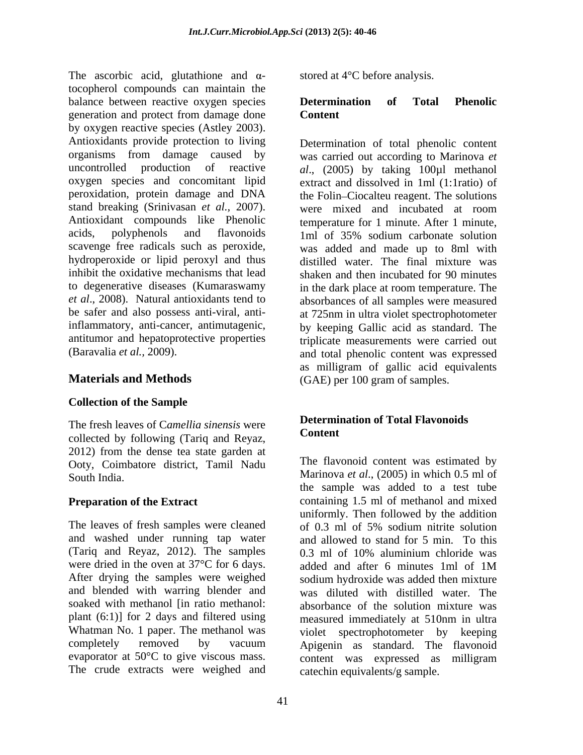The ascorbic acid, glutathione and α-tocopherol compounds can maintain the balance between reactive oxygen species generation and protect from damage done by oxygen reactive species (Astley 2003). Antioxidants provide protection to living organisms from damage caused by uncontrolled production of reactive oxygen species and concomitant lipid peroxidation, protein damage and DNA stand breaking (Srinivasan *et al.,* 2007). Antioxidant compounds like Phenolic acids, polyphenols and flavonoids scavenge free radicals such as peroxide, hydroperoxide or lipid peroxyl and thus inhibit the oxidative mechanisms that lead to degenerative diseases (Kumaraswamy *et al*., 2008). Natural antioxidants tend to be safer and also possess anti-viral, anti-inflammatory, anti-cancer, antimutagenic, antitumor and hepatoprotective properties (Baravalia *et al.,* 2009).

## Materials and Methods

### Collection of the Sample

The fresh leaves of C*amellia sinensis* were collected by following (Tariq and Reyaz, 2012) from the dense tea state garden at Ooty, Coimbatore district, Tamil Nadu South India.

### Preparation of the Extract

The leaves of fresh samples were cleaned and washed under running tap water (Tariq and Reyaz, 2012). The samples were dried in the oven at 37°C for 6 days. After drying the samples were weighed and blended with warring blender and soaked with methanol [in ratio methanol: plant (6:1)] for 2 days and filtered using Whatman No. 1 paper. The methanol was completely removed by vacuum evaporator at 50°C to give viscous mass. The crude extracts were weighed and stored at 4°C before analysis.

### Determination of Total Phenolic Content

Determination of total phenolic content was carried out according to Marinova *et al*., (2005) by taking 100µl methanol extract and dissolved in 1ml (1:1ratio) of the Folin–Ciocalteu reagent. The solutions were mixed and incubated at room temperature for 1 minute. After 1 minute, 1ml of 35% sodium carbonate solution was added and made up to 8ml with distilled water. The final mixture was shaken and then incubated for 90 minutes in the dark place at room temperature. The absorbances of all samples were measured at 725nm in ultra violet spectrophotometer by keeping Gallic acid as standard. The triplicate measurements were carried out and total phenolic content was expressed as milligram of gallic acid equivalents (GAE) per 100 gram of samples.

### Determination of Total Flavonoids Content

The flavonoid content was estimated by Marinova *et al*., (2005) in which 0.5 ml of the sample was added to a test tube containing 1.5 ml of methanol and mixed uniformly. Then followed by the addition of 0.3 ml of 5% sodium nitrite solution and allowed to stand for 5 min. To this 0.3 ml of 10% aluminium chloride was added and after 6 minutes 1ml of 1M sodium hydroxide was added then mixture was diluted with distilled water. The absorbance of the solution mixture was measured immediately at 510nm in ultra violet spectrophotometer by keeping Apigenin as standard. The flavonoid content was expressed as milligram catechin equivalents/g sample.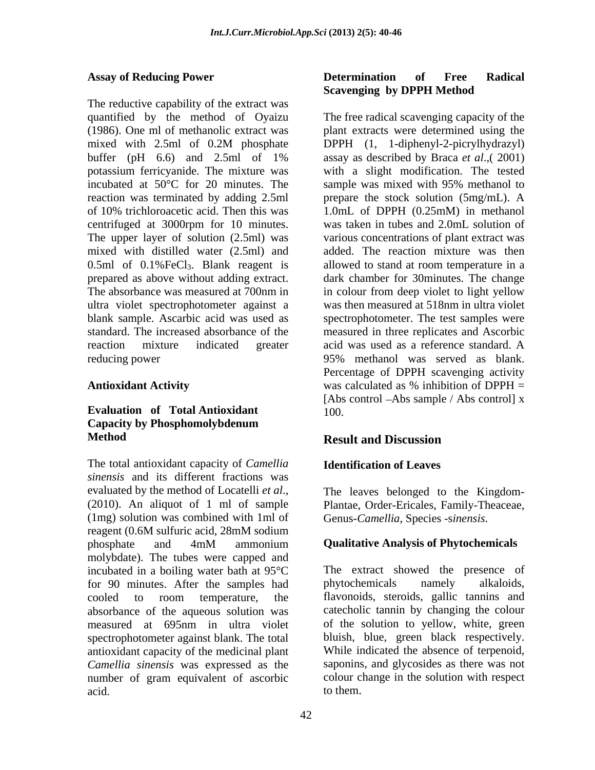### Assay of Reducing Power

The reductive capability of the extract was quantified by the method of Oyaizu (1986). One ml of methanolic extract was mixed with 2.5ml of 0.2M phosphate buffer (pH 6.6) and 2.5ml of 1% potassium ferricyanide. The mixture was incubated at 50°C for 20 minutes. The reaction was terminated by adding 2.5ml of 10% trichloroacetic acid. Then this was centrifuged at 3000rpm for 10 minutes. The upper layer of solution (2.5ml) was mixed with distilled water (2.5ml) and 0.5ml of 0.1%$FeCl_3$. Blank reagent is prepared as above without adding extract. The absorbance was measured at 700nm in ultra violet spectrophotometer against a blank sample. Ascarbic acid was used as standard. The increased absorbance of the reaction mixture indicated greater reducing power

### Antioxidant Activity

### Evaluation of Total Antioxidant Capacity by Phosphomolybdenum Method

The total antioxidant capacity of *Camellia sinensis* and its different fractions was evaluated by the method of Locatelli *et al*., (2010). An aliquot of 1 ml of sample (1mg) solution was combined with 1ml of reagent (0.6M sulfuric acid, 28mM sodium phosphate and 4mM ammonium molybdate). The tubes were capped and incubated in a boiling water bath at 95°C for 90 minutes. After the samples had cooled to room temperature, the absorbance of the aqueous solution was measured at 695nm in ultra violet spectrophotometer against blank. The total antioxidant capacity of the medicinal plant *Camellia sinensis* was expressed as the number of gram equivalent of ascorbic acid.

### Determination of Free Radical Scavenging by DPPH Method

The free radical scavenging capacity of the plant extracts were determined using the DPPH (1, 1-diphenyl-2-picrylhydrazyl) assay as described by Braca *et al*.,( 2001) with a slight modification. The tested sample was mixed with 95% methanol to prepare the stock solution (5mg/mL). A 1.0mL of DPPH (0.25mM) in methanol was taken in tubes and 2.0mL solution of various concentrations of plant extract was added. The reaction mixture was then allowed to stand at room temperature in a dark chamber for 30minutes. The change in colour from deep violet to light yellow was then measured at 518nm in ultra violet spectrophotometer. The test samples were measured in three replicates and Ascorbic acid was used as a reference standard. A 95% methanol was served as blank. Percentage of DPPH scavenging activity was calculated as % inhibition of DPPH = [Abs control –Abs sample / Abs control] x 100.

## Result and Discussion

### Identification of Leaves

The leaves belonged to the Kingdom-Plantae, Order-Ericales, Family-Theaceae, Genus-*Camellia*, Species -s*inensis*.

### Qualitative Analysis of Phytochemicals

The extract showed the presence of phytochemicals namely alkaloids, flavonoids, steroids, gallic tannins and catecholic tannin by changing the colour of the solution to yellow, white, green bluish, blue, green black respectively. While indicated the absence of terpenoid, saponins, and glycosides as there was not colour change in the solution with respect to them.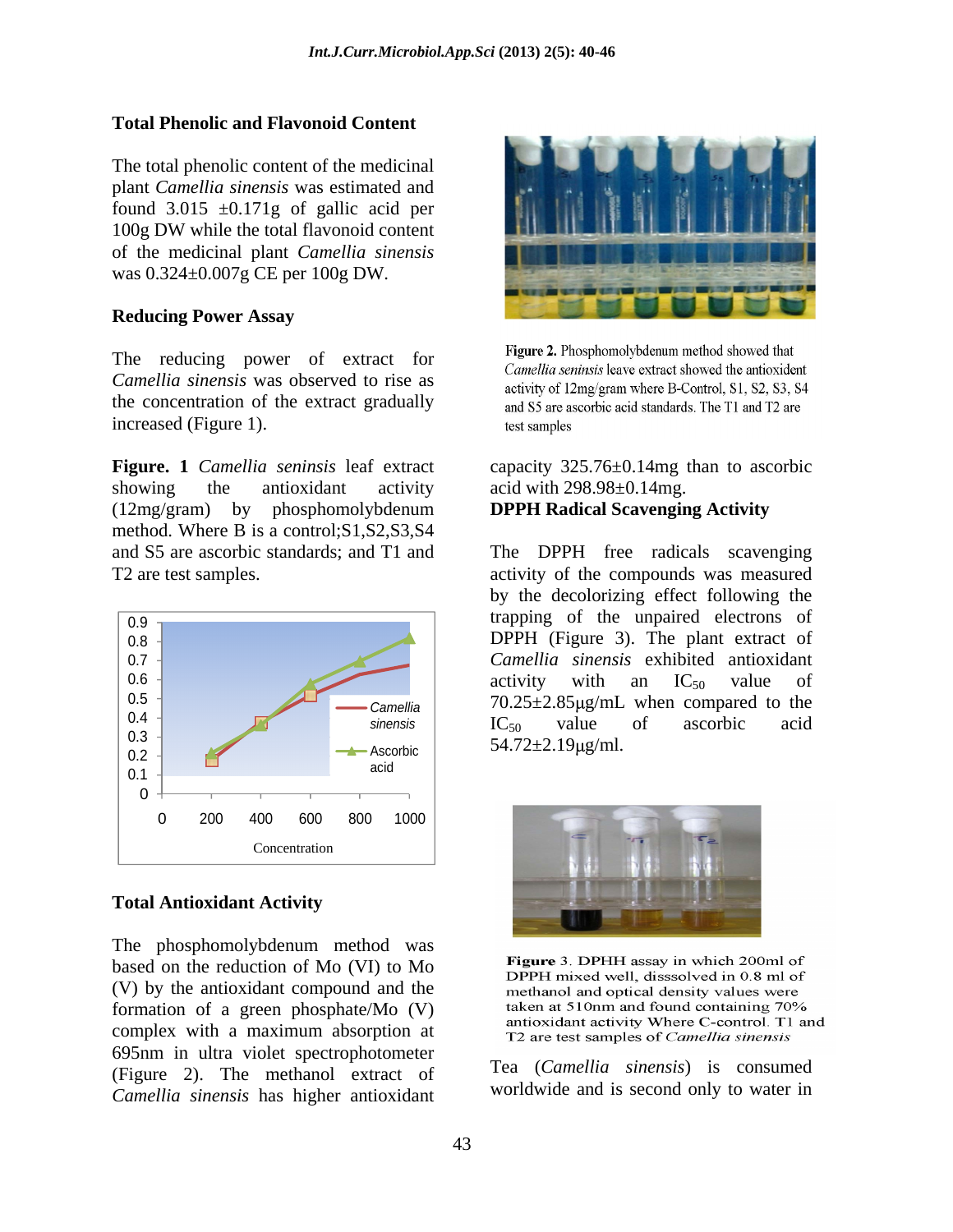### Total Phenolic and Flavonoid Content

The total phenolic content of the medicinal plant *Camellia sinensis* was estimated and found 3.015 ±0.171g of gallic acid per 100g DW while the total flavonoid content of the medicinal plant *Camellia sinensis* was 0.324±0.007g CE per 100g DW.

### Reducing Power Assay

The reducing power of extract for *Camellia sinensis* was observed to rise as the concentration of the extract gradually increased (Figure 1).

**Figure. 1** *Camellia seninsis* leaf extract showing the antioxidant activity (12mg/gram) by phosphomolybdenum method. Where B is a control;S1,S2,S3,S4 and S5 are ascorbic standards; and T1 and T2 are test samples.

### Total Antioxidant Activity

The phosphomolybdenum method was based on the reduction of Mo (VI) to Mo (V) by the antioxidant compound and the formation of a green phosphate/Mo (V) complex with a maximum absorption at 695nm in ultra violet spectrophotometer (Figure 2). The methanol extract of *Camellia sinensis* has higher antioxidant capacity 325.76±0.14mg than to ascorbic acid with 298.98±0.14mg.

**Figure 2.** Phosphomolybdenum method showed that *Camellia seninsis* leave extract showed the antioxident activity of 12mg/gram where B-Control, S1, S2, S3, S4 and S5 are ascorbic acid standards. The T1 and T2 are test samples

### DPPH Radical Scavenging Activity

The DPPH free radicals scavenging activity of the compounds was measured by the decolorizing effect following the trapping of the unpaired electrons of DPPH (Figure 3). The plant extract of *Camellia sinensis* exhibited antioxidant activity with an $IC_{50}$ value of 70.25±2.85μg/mL when compared to the $IC_{50}$ value of ascorbic acid 54.72±2.19μg/ml.

**Figure 3.** DPHH assay in which 200ml of DPPH mixed well, disssolved in 0.8 ml of methanol and optical density values were taken at 510nm and found containing 70% antioxidant activity Where C-control. T1 and T2 are test samples of *Camellia sinensis*

Tea (*Camellia sinensis*) is consumed worldwide and is second only to water in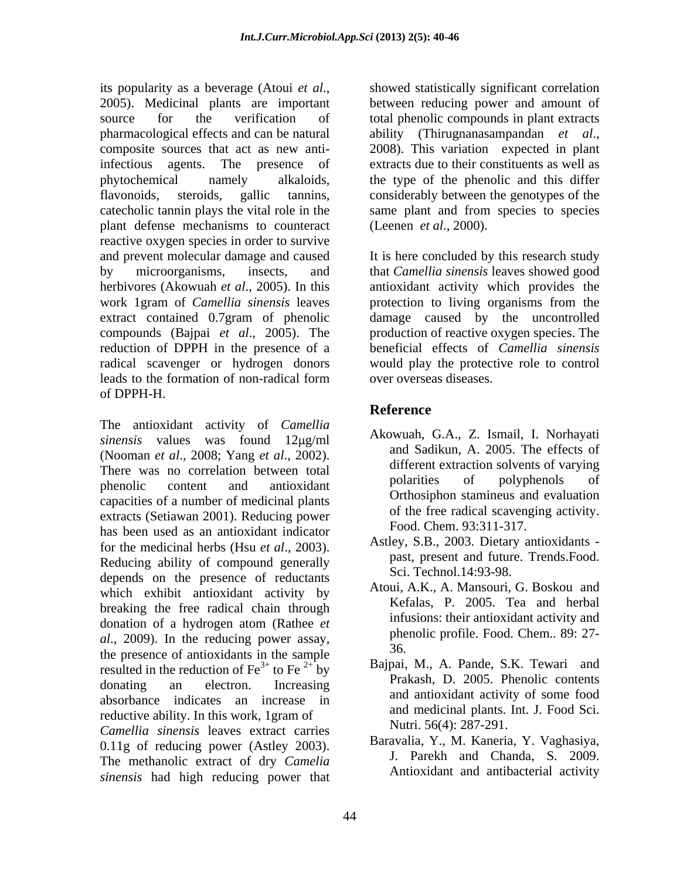its popularity as a beverage (Atoui *et al*., 2005). Medicinal plants are important source for the verification of pharmacological effects and can be natural composite sources that act as new anti-infectious agents. The presence of phytochemical namely alkaloids, flavonoids, steroids, gallic tannins, catecholic tannin plays the vital role in the plant defense mechanisms to counteract reactive oxygen species in order to survive and prevent molecular damage and caused by microorganisms, insects, and herbivores (Akowuah *et al*., 2005). In this work 1gram of *Camellia sinensis* leaves extract contained 0.7gram of phenolic compounds (Bajpai *et al*., 2005). The reduction of DPPH in the presence of a radical scavenger or hydrogen donors leads to the formation of non-radical form of DPPH-H.

The antioxidant activity of *Camellia sinensis* values was found 12μg/ml (Nooman *et al*., 2008; Yang *et al*., 2002). There was no correlation between total phenolic content and antioxidant capacities of a number of medicinal plants extracts (Setiawan 2001). Reducing power has been used as an antioxidant indicator for the medicinal herbs (Hsu *et al*., 2003). Reducing ability of compound generally depends on the presence of reductants which exhibit antioxidant activity by breaking the free radical chain through donation of a hydrogen atom (Rathee *et al*., 2009). In the reducing power assay, the presence of antioxidants in the sample resulted in the reduction of $Fe^{3+}$ to $Fe^{2+}$ by donating an electron. Increasing absorbance indicates an increase in reductive ability. In this work, 1gram of *Camellia sinensis* leaves extract carries 0.11g of reducing power (Astley 2003). The methanolic extract of dry *Camelia sinensis* had high reducing power that showed statistically significant correlation between reducing power and amount of total phenolic compounds in plant extracts ability (Thirugnanasampandan *et al*., 2008). This variation expected in plant extracts due to their constituents as well as the type of the phenolic and this differ considerably between the genotypes of the same plant and from species to species (Leenen *et al*., 2000).

It is here concluded by this research study that *Camellia sinensis* leaves showed good antioxidant activity which provides the protection to living organisms from the damage caused by the uncontrolled production of reactive oxygen species. The beneficial effects of *Camellia sinensis* would play the protective role to control over overseas diseases.

## Reference

Akowuah, G.A., Z. Ismail, I. Norhayati and Sadikun, A. 2005. The effects of different extraction solvents of varying polarities of polyphenols of Orthosiphon stamineus and evaluation of the free radical scavenging activity. Food. Chem. 93:311-317.

Astley, S.B., 2003. Dietary antioxidants - past, present and future. Trends.Food. Sci. Technol.14:93-98.

Atoui, A.K., A. Mansouri, G. Boskou and Kefalas, P. 2005. Tea and herbal infusions: their antioxidant activity and phenolic profile. Food. Chem.. 89: 27-36.

Bajpai, M., A. Pande, S.K. Tewari and Prakash, D. 2005. Phenolic contents and antioxidant activity of some food and medicinal plants. Int. J. Food Sci. Nutri. 56(4): 287-291.

Baravalia, Y., M. Kaneria, Y. Vaghasiya, J. Parekh and Chanda, S. 2009. Antioxidant and antibacterial activity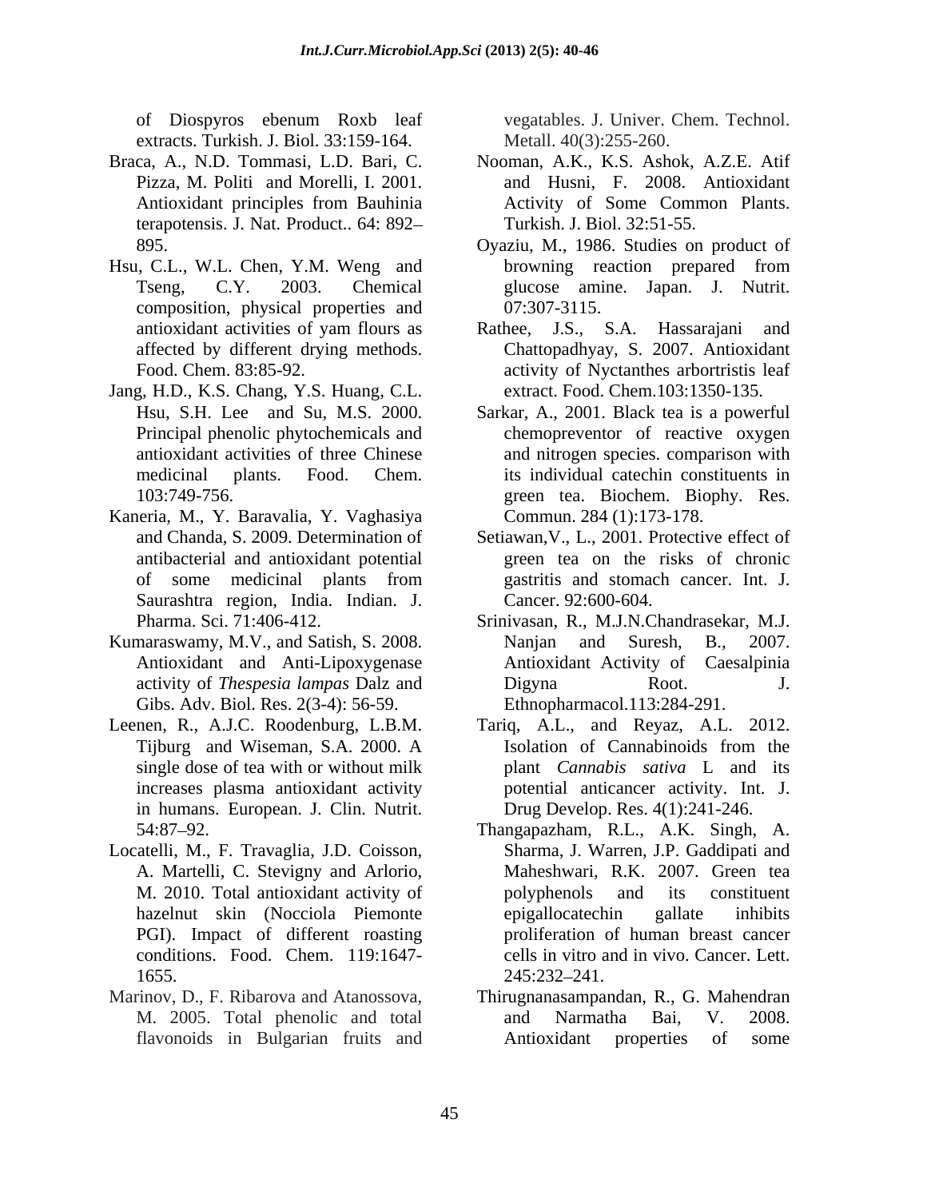of Diospyros ebenum Roxb leaf extracts. Turkish. J. Biol. 33:159-164.

Braca, A., N.D. Tommasi, L.D. Bari, C. Pizza, M. Politi and Morelli, I. 2001. Antioxidant principles from Bauhinia terapotensis. J. Nat. Product.. 64: 892–895.

Hsu, C.L., W.L. Chen, Y.M. Weng and Tseng, C.Y. 2003. Chemical composition, physical properties and antioxidant activities of yam flours as affected by different drying methods. Food. Chem. 83:85-92.

Jang, H.D., K.S. Chang, Y.S. Huang, C.L. Hsu, S.H. Lee and Su, M.S. 2000. Principal phenolic phytochemicals and antioxidant activities of three Chinese medicinal plants. Food. Chem. 103:749-756.

Kaneria, M., Y. Baravalia, Y. Vaghasiya and Chanda, S. 2009. Determination of antibacterial and antioxidant potential of some medicinal plants from Saurashtra region, India. Indian. J. Pharma. Sci. 71:406-412.

Kumaraswamy, M.V., and Satish, S. 2008. Antioxidant and Anti-Lipoxygenase activity of *Thespesia lampas* Dalz and Gibs. Adv. Biol. Res. 2(3-4): 56-59.

Leenen, R., A.J.C. Roodenburg, L.B.M. Tijburg and Wiseman, S.A. 2000. A single dose of tea with or without milk increases plasma antioxidant activity in humans. European. J. Clin. Nutrit. 54:87–92.

Locatelli, M., F. Travaglia, J.D. Coisson, A. Martelli, C. Stevigny and Arlorio, M. 2010. Total antioxidant activity of hazelnut skin (Nocciola Piemonte PGI). Impact of different roasting conditions. Food. Chem. 119:1647-1655.

Marinov, D., F. Ribarova and Atanossova, M. 2005. Total phenolic and total flavonoids in Bulgarian fruits and vegatables. J. Univer. Chem. Technol. Metall. 40(3):255-260.

Nooman, A.K., K.S. Ashok, A.Z.E. Atif and Husni, F. 2008. Antioxidant Activity of Some Common Plants. Turkish. J. Biol. 32:51-55.

Oyaziu, M., 1986. Studies on product of browning reaction prepared from glucose amine. Japan. J. Nutrit. 07:307-3115.

Rathee, J.S., S.A. Hassarajani and Chattopadhyay, S. 2007. Antioxidant activity of Nyctanthes arbortristis leaf extract. Food. Chem.103:1350-135.

Sarkar, A., 2001. Black tea is a powerful chemopreventor of reactive oxygen and nitrogen species. comparison with its individual catechin constituents in green tea. Biochem. Biophy. Res. Commun. 284 (1):173-178.

Setiawan,V., L., 2001. Protective effect of green tea on the risks of chronic gastritis and stomach cancer. Int. J. Cancer. 92:600-604.

Srinivasan, R., M.J.N.Chandrasekar, M.J. Nanjan and Suresh, B., 2007. Antioxidant Activity of Caesalpinia Digyna Root. J. Ethnopharmacol.113:284-291.

Tariq, A.L., and Reyaz, A.L. 2012. Isolation of Cannabinoids from the plant *Cannabis sativa* L and its potential anticancer activity. Int. J. Drug Develop. Res. 4(1):241-246.

Thangapazham, R.L., A.K. Singh, A. Sharma, J. Warren, J.P. Gaddipati and Maheshwari, R.K. 2007. Green tea polyphenols and its constituent epigallocatechin gallate inhibits proliferation of human breast cancer cells in vitro and in vivo. Cancer. Lett. 245:232–241.

Thirugnanasampandan, R., G. Mahendran and Narmatha Bai, V. 2008. Antioxidant properties of some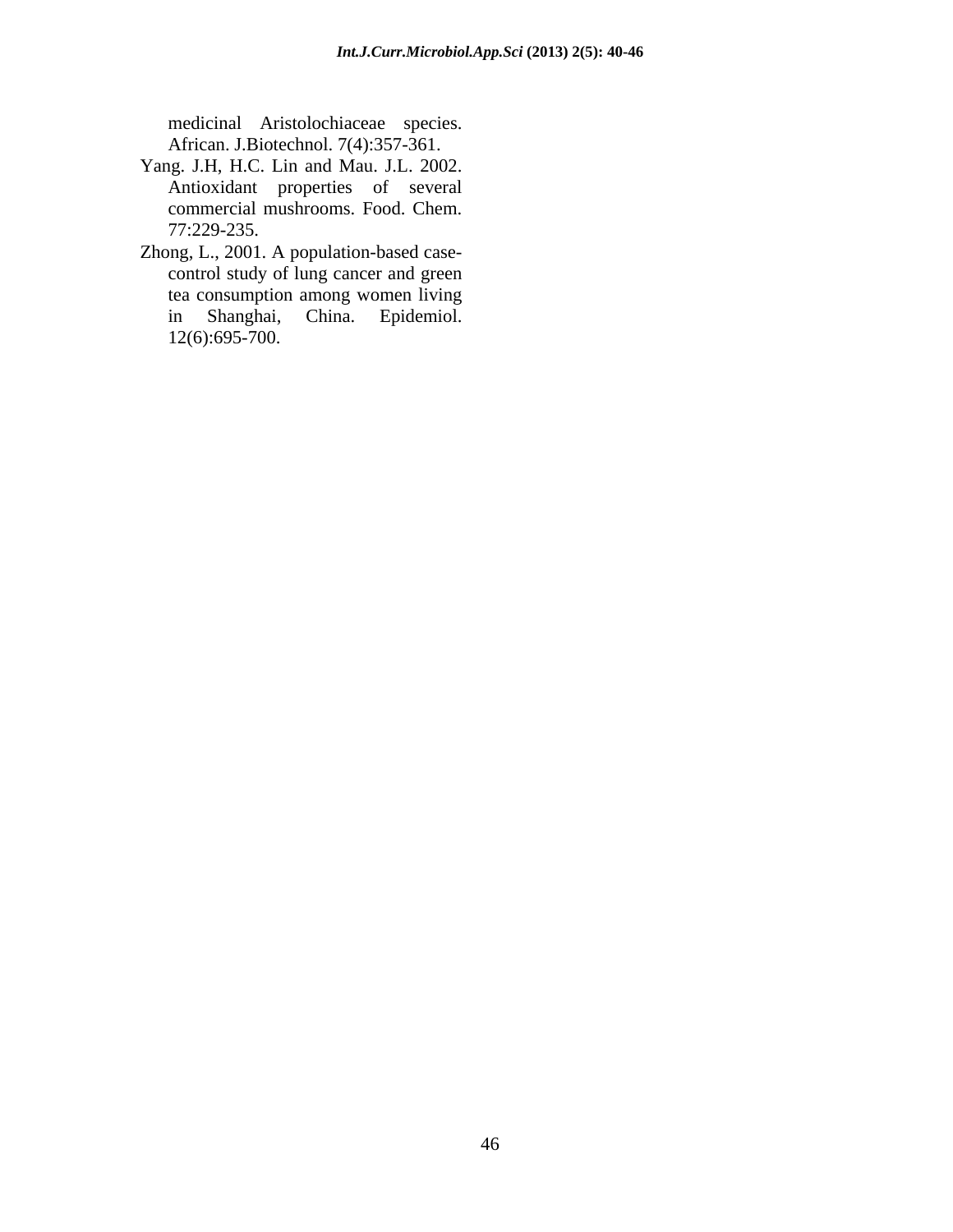medicinal Aristolochiaceae species. African. J.Biotechnol. 7(4):357-361.

Yang. J.H, H.C. Lin and Mau. J.L. 2002. Antioxidant properties of several commercial mushrooms. Food. Chem. 77:229-235.

Zhong, L., 2001. A population-based case-control study of lung cancer and green tea consumption among women living in Shanghai, China. Epidemiol. 12(6):695-700.